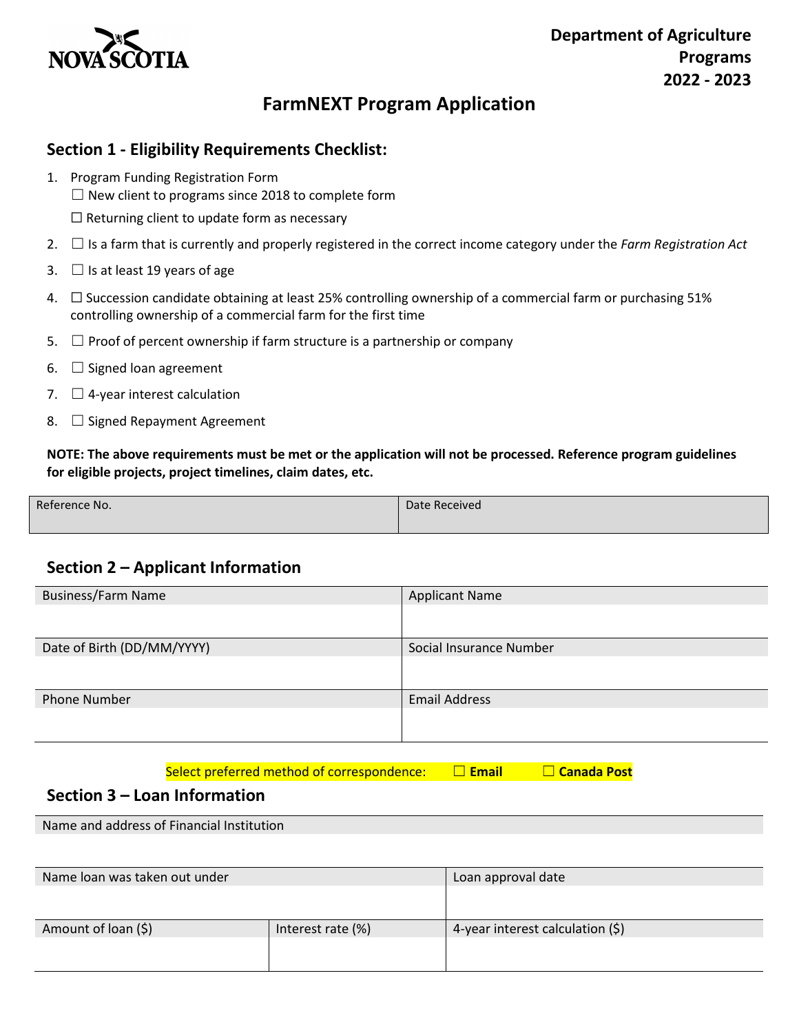NOVA SCOTIA

**Department of Agriculture Programs 2022 - 2023**

# FarmNEXT Program Application

## Section 1 - Eligibility Requirements Checklist:

1. Program Funding Registration Form
   ☐ New client to programs since 2018 to complete form
   ☐ Returning client to update form as necessary
2. ☐ Is a farm that is currently and properly registered in the correct income category under the *Farm Registration Act*
3. ☐ Is at least 19 years of age
4. ☐ Succession candidate obtaining at least 25% controlling ownership of a commercial farm or purchasing 51% controlling ownership of a commercial farm for the first time
5. ☐ Proof of percent ownership if farm structure is a partnership or company
6. ☐ Signed loan agreement
7. ☐ 4-year interest calculation
8. ☐ Signed Repayment Agreement

**NOTE: The above requirements must be met or the application will not be processed. Reference program guidelines for eligible projects, project timelines, claim dates, etc.**

| Reference No. | Date Received |
|---|---|
| | |

## Section 2 – Applicant Information

| Business/Farm Name | Applicant Name |
|---|---|
| | |
| **Date of Birth (DD/MM/YYYY)** | **Social Insurance Number** |
| | |
| **Phone Number** | **Email Address** |
| | |

Select preferred method of correspondence: ☐ **Email** ☐ **Canada Post**

## Section 3 – Loan Information

| Name and address of Financial Institution |
|---|
| |

| Name loan was taken out under | | Loan approval date |
|---|---|---|
| | | |
| **Amount of loan ($)** | **Interest rate (%)** | **4-year interest calculation ($)** |
| | | |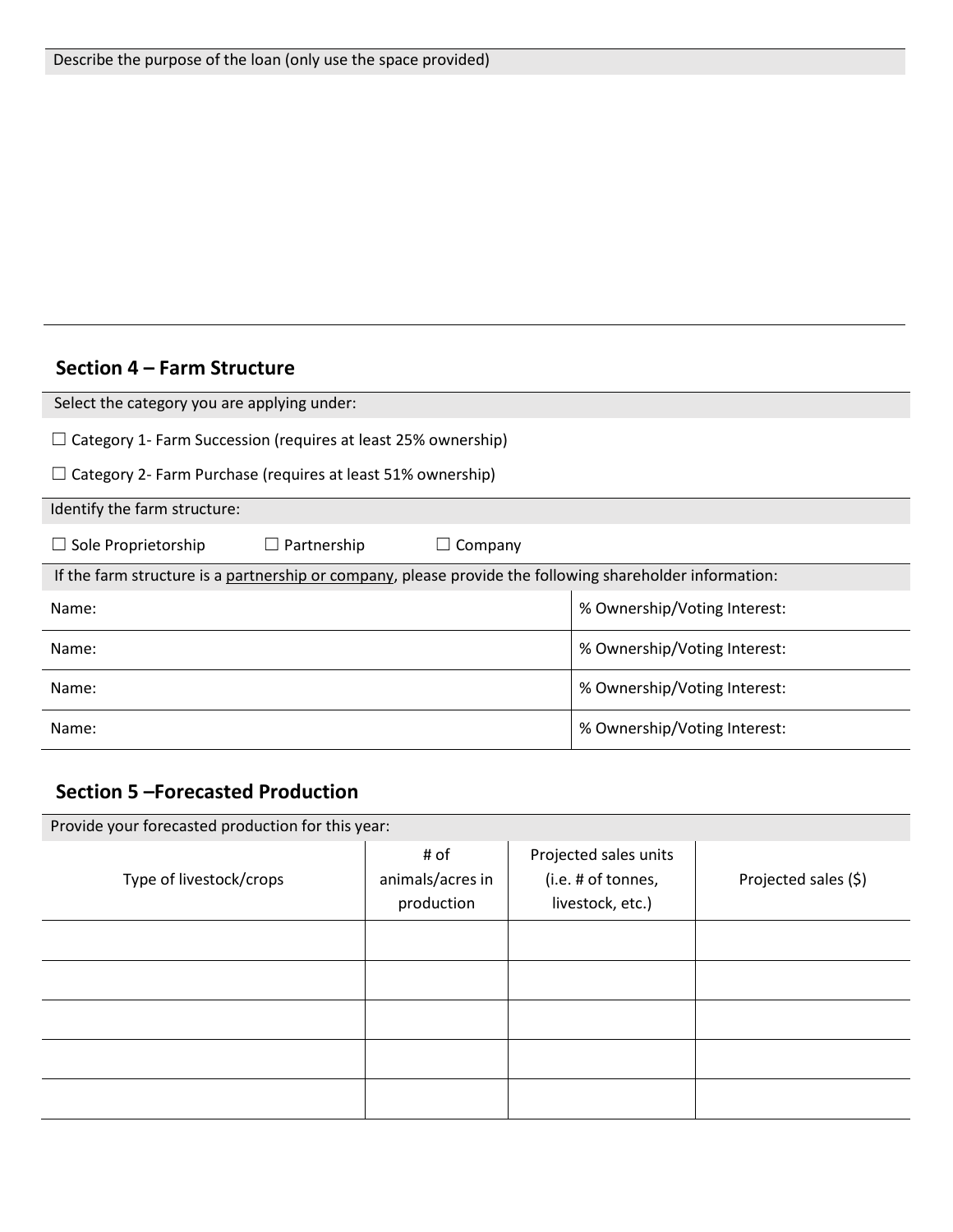Describe the purpose of the loan (only use the space provided)

## Section 4 – Farm Structure

Select the category you are applying under:

☐ Category 1- Farm Succession (requires at least 25% ownership)

☐ Category 2- Farm Purchase (requires at least 51% ownership)

Identify the farm structure:

☐ Sole Proprietorship ☐ Partnership ☐ Company

If the farm structure is a partnership or company, please provide the following shareholder information:

| Name: | % Ownership/Voting Interest: |
|---|---|
| Name: | % Ownership/Voting Interest: |
| Name: | % Ownership/Voting Interest: |
| Name: | % Ownership/Voting Interest: |

## Section 5 –Forecasted Production

Provide your forecasted production for this year:

| Type of livestock/crops | # of animals/acres in production | Projected sales units (i.e. # of tonnes, livestock, etc.) | Projected sales ($) |
|---|---|---|---|
| | | | |
| | | | |
| | | | |
| | | | |
| | | | |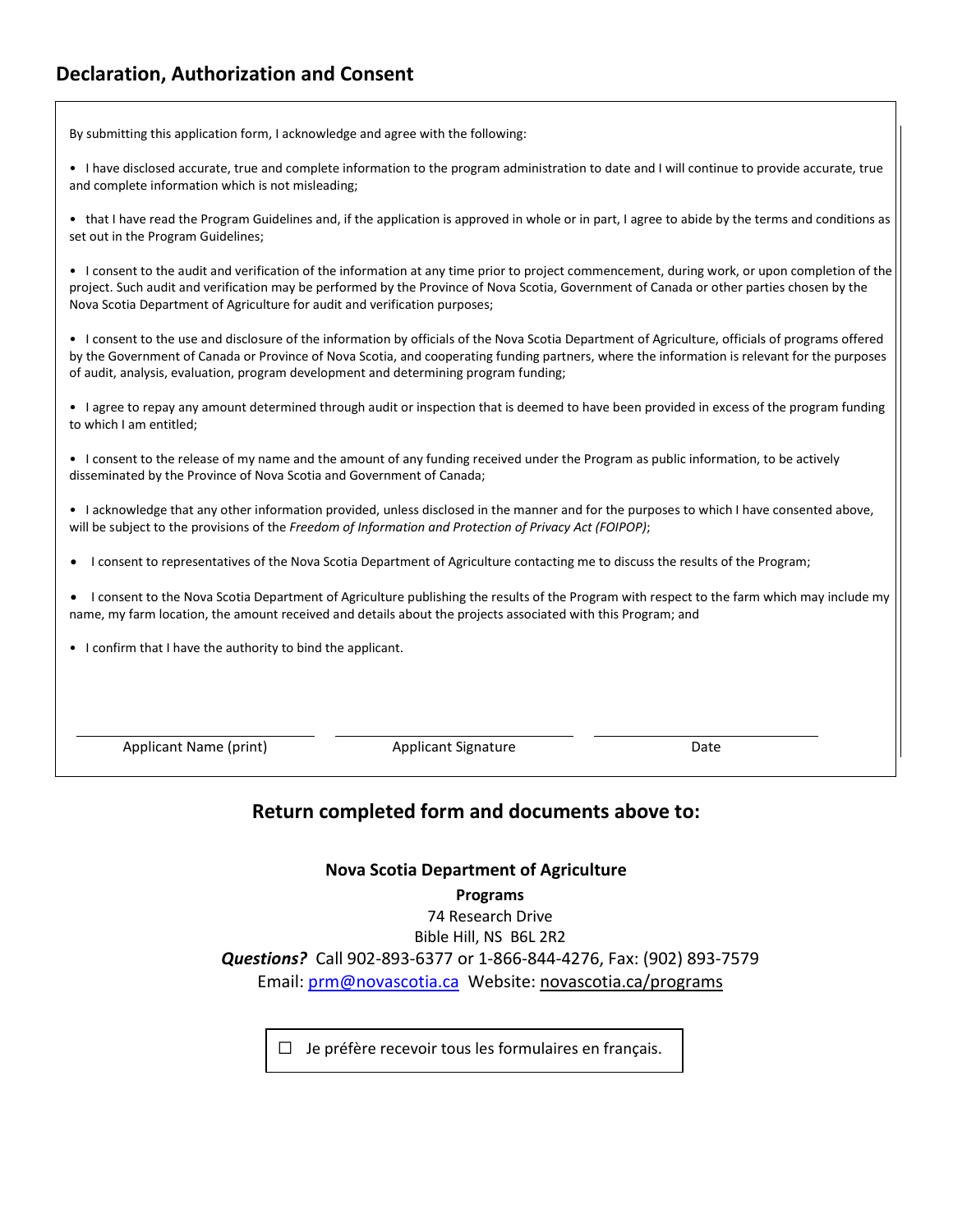## Declaration, Authorization and Consent

By submitting this application form, I acknowledge and agree with the following:

- I have disclosed accurate, true and complete information to the program administration to date and I will continue to provide accurate, true and complete information which is not misleading;
- that I have read the Program Guidelines and, if the application is approved in whole or in part, I agree to abide by the terms and conditions as set out in the Program Guidelines;
- I consent to the audit and verification of the information at any time prior to project commencement, during work, or upon completion of the project. Such audit and verification may be performed by the Province of Nova Scotia, Government of Canada or other parties chosen by the Nova Scotia Department of Agriculture for audit and verification purposes;
- I consent to the use and disclosure of the information by officials of the Nova Scotia Department of Agriculture, officials of programs offered by the Government of Canada or Province of Nova Scotia, and cooperating funding partners, where the information is relevant for the purposes of audit, analysis, evaluation, program development and determining program funding;
- I agree to repay any amount determined through audit or inspection that is deemed to have been provided in excess of the program funding to which I am entitled;
- I consent to the release of my name and the amount of any funding received under the Program as public information, to be actively disseminated by the Province of Nova Scotia and Government of Canada;
- I acknowledge that any other information provided, unless disclosed in the manner and for the purposes to which I have consented above, will be subject to the provisions of the *Freedom of Information and Protection of Privacy Act (FOIPOP)*;
- I consent to representatives of the Nova Scotia Department of Agriculture contacting me to discuss the results of the Program;
- I consent to the Nova Scotia Department of Agriculture publishing the results of the Program with respect to the farm which may include my name, my farm location, the amount received and details about the projects associated with this Program; and
- I confirm that I have the authority to bind the applicant.

| | | |
|---|---|---|
| Applicant Name (print) | Applicant Signature | Date |

## Return completed form and documents above to:

**Nova Scotia Department of Agriculture**

**Programs**

74 Research Drive

Bible Hill, NS B6L 2R2

***Questions?*** Call 902-893-6377 or 1-866-844-4276, Fax: (902) 893-7579

Email: prm@novascotia.ca Website: novascotia.ca/programs

☐ Je préfère recevoir tous les formulaires en français.